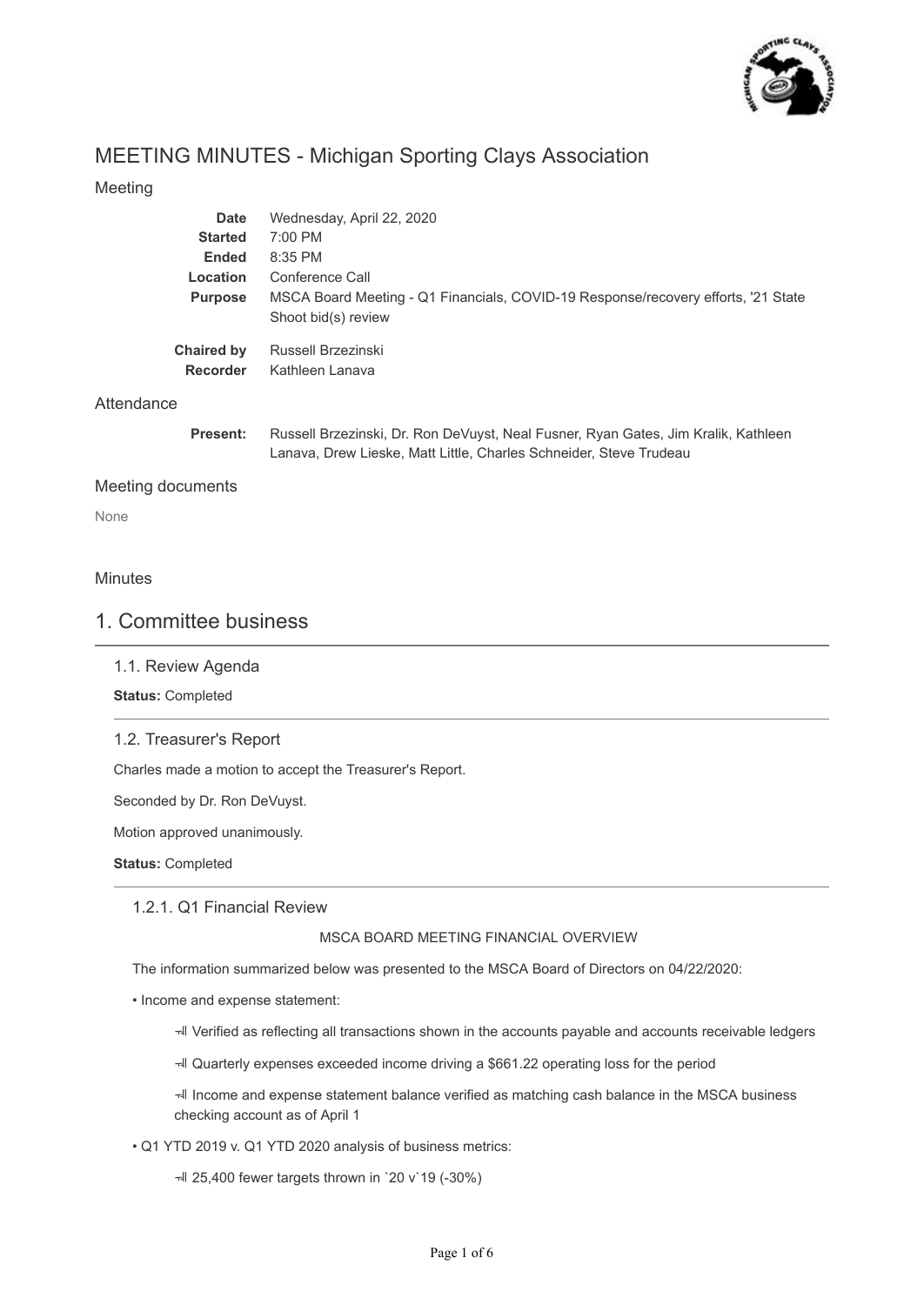# MEETING MINUTES - Michigan Sporting Clays Association

## Meeting

| | |
|---|---|
| **Date** | Wednesday, April 22, 2020 |
| **Started** | 7:00 PM |
| **Ended** | 8:35 PM |
| **Location** | Conference Call |
| **Purpose** | MSCA Board Meeting - Q1 Financials, COVID-19 Response/recovery efforts, '21 State Shoot bid(s) review |
| **Chaired by** | Russell Brzezinski |
| **Recorder** | Kathleen Lanava |

## Attendance

**Present:** Russell Brzezinski, Dr. Ron DeVuyst, Neal Fusner, Ryan Gates, Jim Kralik, Kathleen Lanava, Drew Lieske, Matt Little, Charles Schneider, Steve Trudeau

## Meeting documents

None

## Minutes

# 1. Committee business

### 1.1. Review Agenda

**Status:** Completed

### 1.2. Treasurer's Report

Charles made a motion to accept the Treasurer's Report.

Seconded by Dr. Ron DeVuyst.

Motion approved unanimously.

**Status:** Completed

#### 1.2.1. Q1 Financial Review

MSCA BOARD MEETING FINANCIAL OVERVIEW

The information summarized below was presented to the MSCA Board of Directors on 04/22/2020:

- Income and expense statement:
  - Verified as reflecting all transactions shown in the accounts payable and accounts receivable ledgers
  - Quarterly expenses exceeded income driving a $661.22 operating loss for the period
  - Income and expense statement balance verified as matching cash balance in the MSCA business checking account as of April 1
- Q1 YTD 2019 v. Q1 YTD 2020 analysis of business metrics:
  - 25,400 fewer targets thrown in `20 v`19 (-30%)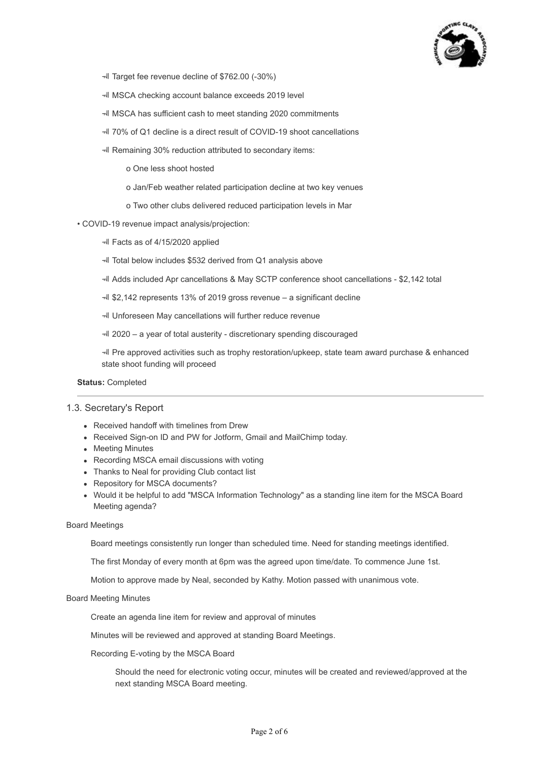- Target fee revenue decline of $762.00 (-30%)
- MSCA checking account balance exceeds 2019 level
- MSCA has sufficient cash to meet standing 2020 commitments
- 70% of Q1 decline is a direct result of COVID-19 shoot cancellations
- Remaining 30% reduction attributed to secondary items:
    - One less shoot hosted
    - Jan/Feb weather related participation decline at two key venues
    - Two other clubs delivered reduced participation levels in Mar

- COVID-19 revenue impact analysis/projection:
    - Facts as of 4/15/2020 applied
    - Total below includes $532 derived from Q1 analysis above
    - Adds included Apr cancellations & May SCTP conference shoot cancellations - $2,142 total
    - $2,142 represents 13% of 2019 gross revenue – a significant decline
    - Unforeseen May cancellations will further reduce revenue
    - 2020 – a year of total austerity - discretionary spending discouraged
    - Pre approved activities such as trophy restoration/upkeep, state team award purchase & enhanced state shoot funding will proceed

**Status:** Completed

---

## 1.3. Secretary's Report

- Received handoff with timelines from Drew
- Received Sign-on ID and PW for Jotform, Gmail and MailChimp today.
- Meeting Minutes
- Recording MSCA email discussions with voting
- Thanks to Neal for providing Club contact list
- Repository for MSCA documents?
- Would it be helpful to add "MSCA Information Technology" as a standing line item for the MSCA Board Meeting agenda?

Board Meetings

Board meetings consistently run longer than scheduled time. Need for standing meetings identified.

The first Monday of every month at 6pm was the agreed upon time/date. To commence June 1st.

Motion to approve made by Neal, seconded by Kathy. Motion passed with unanimous vote.

Board Meeting Minutes

Create an agenda line item for review and approval of minutes

Minutes will be reviewed and approved at standing Board Meetings.

Recording E-voting by the MSCA Board

Should the need for electronic voting occur, minutes will be created and reviewed/approved at the next standing MSCA Board meeting.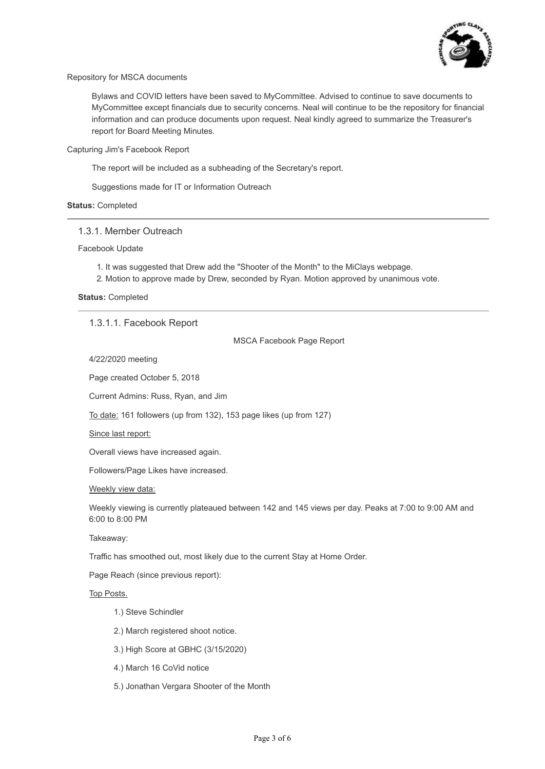Repository for MSCA documents

Bylaws and COVID letters have been saved to MyCommittee. Advised to continue to save documents to MyCommittee except financials due to security concerns. Neal will continue to be the repository for financial information and can produce documents upon request. Neal kindly agreed to summarize the Treasurer's report for Board Meeting Minutes.

Capturing Jim's Facebook Report

The report will be included as a subheading of the Secretary's report.

Suggestions made for IT or Information Outreach

**Status:** Completed

---

### 1.3.1. Member Outreach

Facebook Update

1. It was suggested that Drew add the "Shooter of the Month" to the MiClays webpage.
2. Motion to approve made by Drew, seconded by Ryan. Motion approved by unanimous vote.

**Status:** Completed

---

#### 1.3.1.1. Facebook Report

MSCA Facebook Page Report

4/22/2020 meeting

Page created October 5, 2018

Current Admins: Russ, Ryan, and Jim

To date: 161 followers (up from 132), 153 page likes (up from 127)

Since last report:

Overall views have increased again.

Followers/Page Likes have increased.

Weekly view data:

Weekly viewing is currently plateaued between 142 and 145 views per day. Peaks at 7:00 to 9:00 AM and 6:00 to 8:00 PM

Takeaway:

Traffic has smoothed out, most likely due to the current Stay at Home Order.

Page Reach (since previous report):

Top Posts.

1.) Steve Schindler

2.) March registered shoot notice.

3.) High Score at GBHC (3/15/2020)

4.) March 16 CoVid notice

5.) Jonathan Vergara Shooter of the Month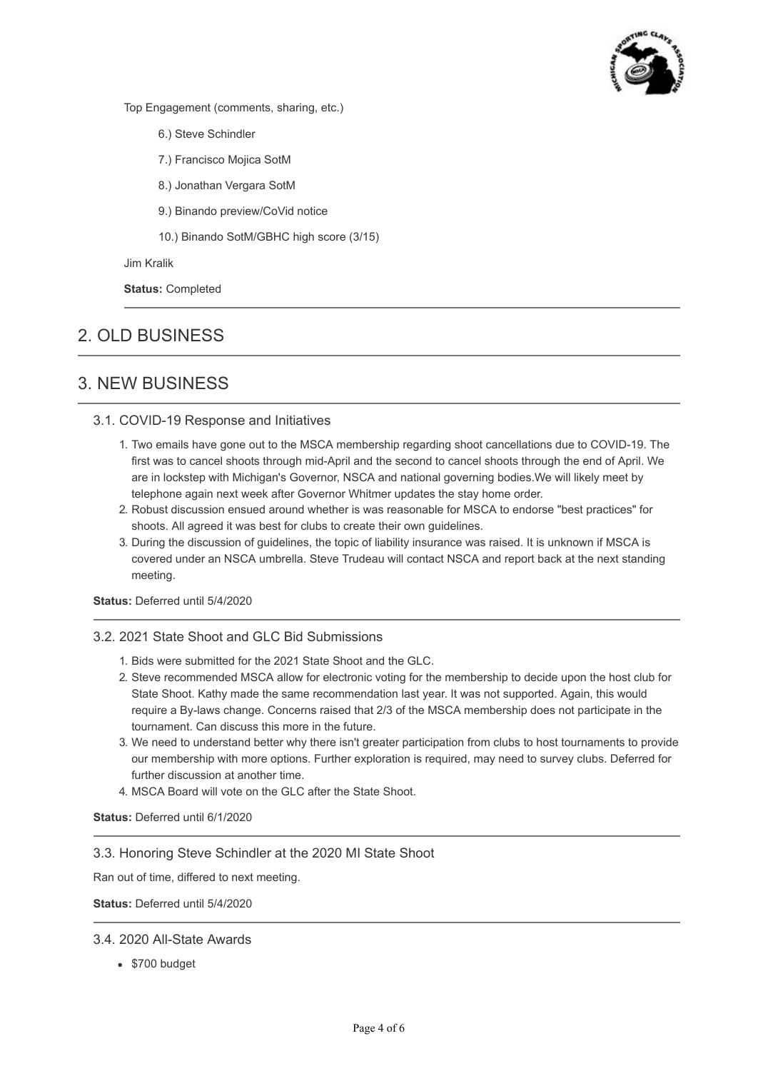Top Engagement (comments, sharing, etc.)

6.) Steve Schindler

7.) Francisco Mojica SotM

8.) Jonathan Vergara SotM

9.) Binando preview/CoVid notice

10.) Binando SotM/GBHC high score (3/15)

Jim Kralik

**Status:** Completed

---

## 2. OLD BUSINESS

---

## 3. NEW BUSINESS

### 3.1. COVID-19 Response and Initiatives

1. Two emails have gone out to the MSCA membership regarding shoot cancellations due to COVID-19. The first was to cancel shoots through mid-April and the second to cancel shoots through the end of April. We are in lockstep with Michigan's Governor, NSCA and national governing bodies.We will likely meet by telephone again next week after Governor Whitmer updates the stay home order.
2. Robust discussion ensued around whether is was reasonable for MSCA to endorse "best practices" for shoots. All agreed it was best for clubs to create their own guidelines.
3. During the discussion of guidelines, the topic of liability insurance was raised. It is unknown if MSCA is covered under an NSCA umbrella. Steve Trudeau will contact NSCA and report back at the next standing meeting.

**Status:** Deferred until 5/4/2020

---

### 3.2. 2021 State Shoot and GLC Bid Submissions

1. Bids were submitted for the 2021 State Shoot and the GLC.
2. Steve recommended MSCA allow for electronic voting for the membership to decide upon the host club for State Shoot. Kathy made the same recommendation last year. It was not supported. Again, this would require a By-laws change. Concerns raised that 2/3 of the MSCA membership does not participate in the tournament. Can discuss this more in the future.
3. We need to understand better why there isn't greater participation from clubs to host tournaments to provide our membership with more options. Further exploration is required, may need to survey clubs. Deferred for further discussion at another time.
4. MSCA Board will vote on the GLC after the State Shoot.

**Status:** Deferred until 6/1/2020

---

### 3.3. Honoring Steve Schindler at the 2020 MI State Shoot

Ran out of time, differed to next meeting.

**Status:** Deferred until 5/4/2020

---

### 3.4. 2020 All-State Awards

- $700 budget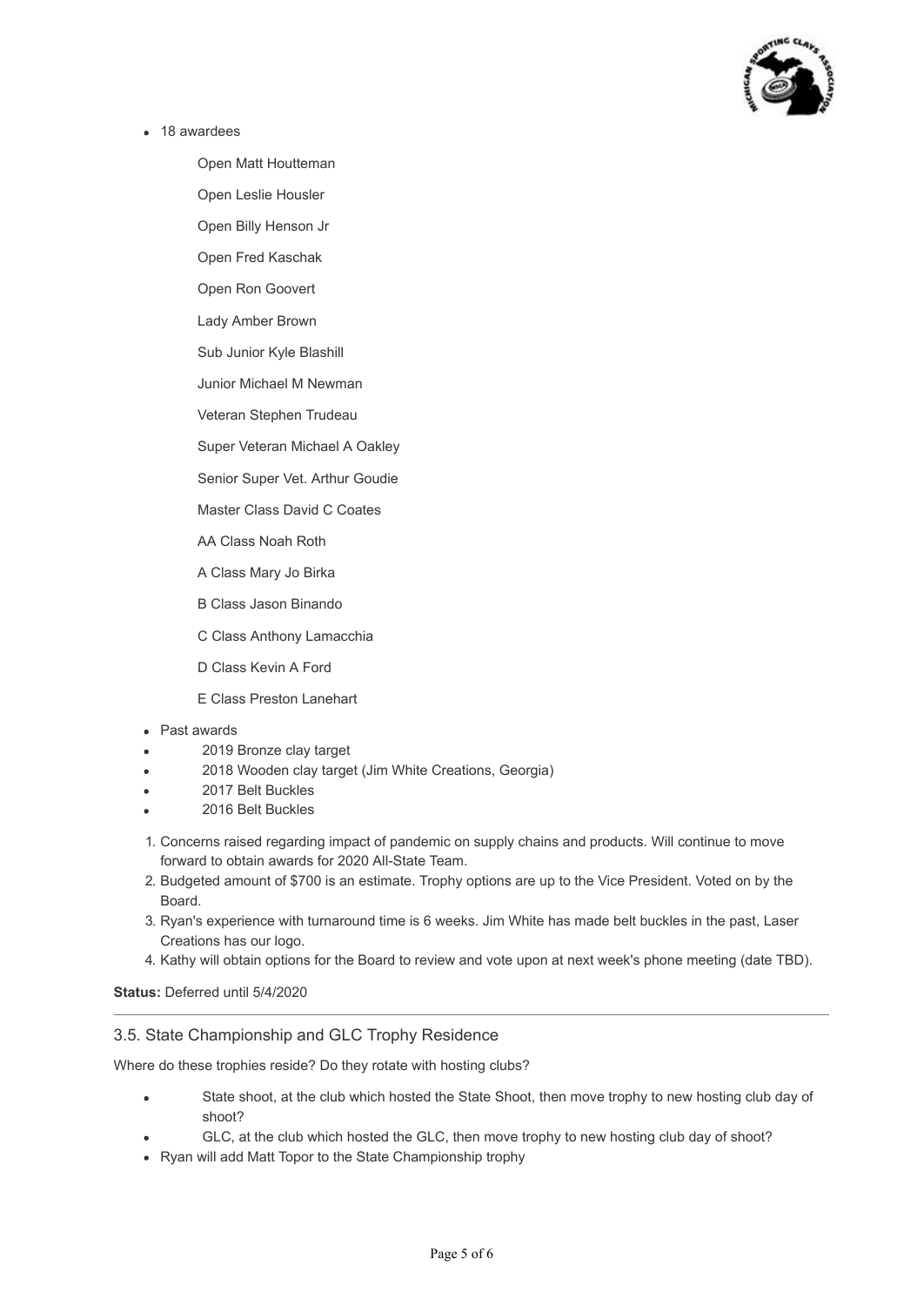- 18 awardees

    Open Matt Houtteman

    Open Leslie Housler

    Open Billy Henson Jr

    Open Fred Kaschak

    Open Ron Goovert

    Lady Amber Brown

    Sub Junior Kyle Blashill

    Junior Michael M Newman

    Veteran Stephen Trudeau

    Super Veteran Michael A Oakley

    Senior Super Vet. Arthur Goudie

    Master Class David C Coates

    AA Class Noah Roth

    A Class Mary Jo Birka

    B Class Jason Binando

    C Class Anthony Lamacchia

    D Class Kevin A Ford

    E Class Preston Lanehart

- Past awards
- 2019 Bronze clay target
- 2018 Wooden clay target (Jim White Creations, Georgia)
- 2017 Belt Buckles
- 2016 Belt Buckles

1. Concerns raised regarding impact of pandemic on supply chains and products. Will continue to move forward to obtain awards for 2020 All-State Team.
2. Budgeted amount of $700 is an estimate. Trophy options are up to the Vice President. Voted on by the Board.
3. Ryan's experience with turnaround time is 6 weeks. Jim White has made belt buckles in the past, Laser Creations has our logo.
4. Kathy will obtain options for the Board to review and vote upon at next week's phone meeting (date TBD).

**Status:** Deferred until 5/4/2020

---

### 3.5. State Championship and GLC Trophy Residence

Where do these trophies reside? Do they rotate with hosting clubs?

- State shoot, at the club which hosted the State Shoot, then move trophy to new hosting club day of shoot?
- GLC, at the club which hosted the GLC, then move trophy to new hosting club day of shoot?
- Ryan will add Matt Topor to the State Championship trophy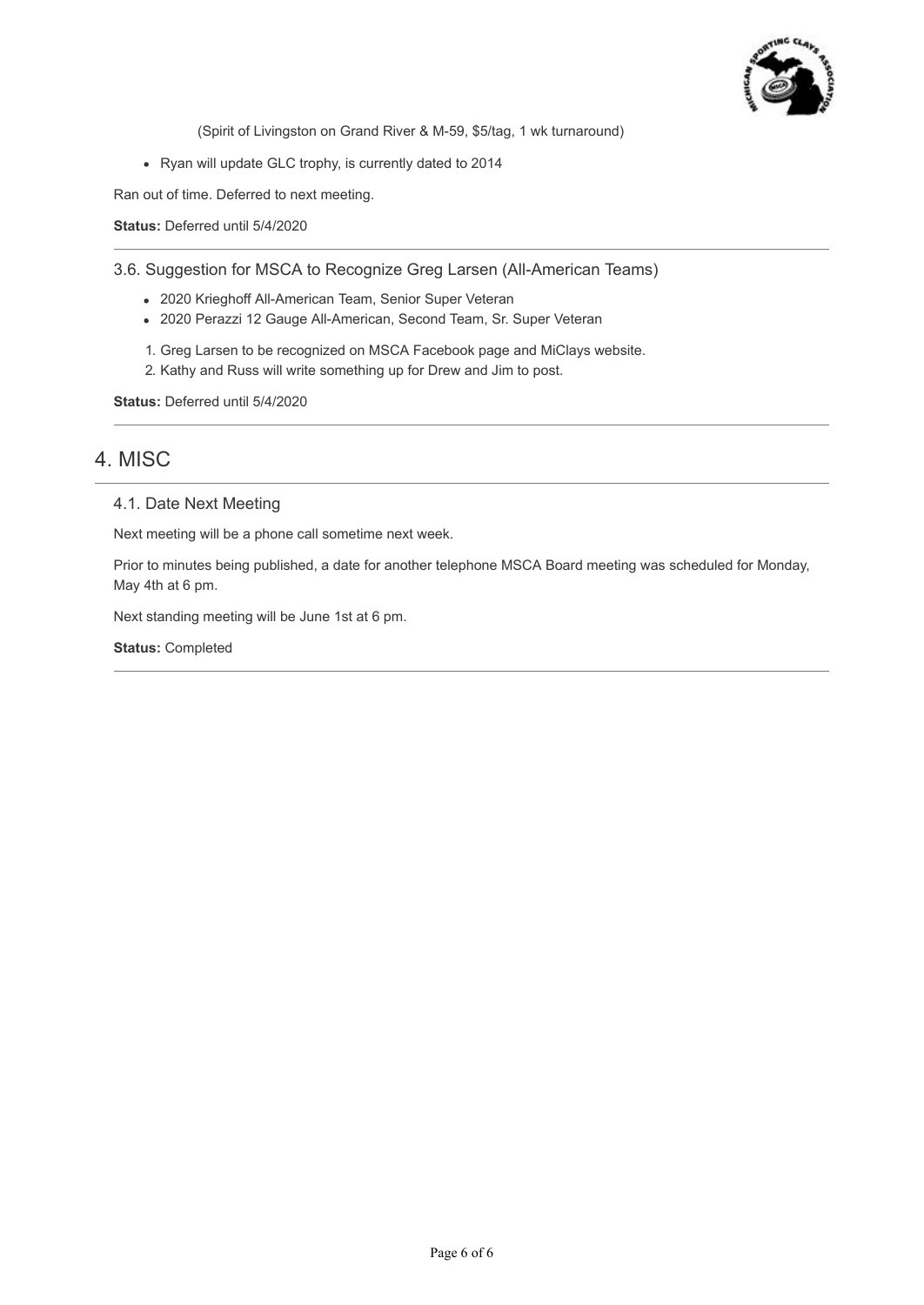(Spirit of Livingston on Grand River & M-59, $5/tag, 1 wk turnaround)

- Ryan will update GLC trophy, is currently dated to 2014

Ran out of time. Deferred to next meeting.

**Status:** Deferred until 5/4/2020

---

### 3.6. Suggestion for MSCA to Recognize Greg Larsen (All-American Teams)

- 2020 Krieghoff All-American Team, Senior Super Veteran
- 2020 Perazzi 12 Gauge All-American, Second Team, Sr. Super Veteran

1. Greg Larsen to be recognized on MSCA Facebook page and MiClays website.
2. Kathy and Russ will write something up for Drew and Jim to post.

**Status:** Deferred until 5/4/2020

---

## 4. MISC

### 4.1. Date Next Meeting

Next meeting will be a phone call sometime next week.

Prior to minutes being published, a date for another telephone MSCA Board meeting was scheduled for Monday, May 4th at 6 pm.

Next standing meeting will be June 1st at 6 pm.

**Status:** Completed

---